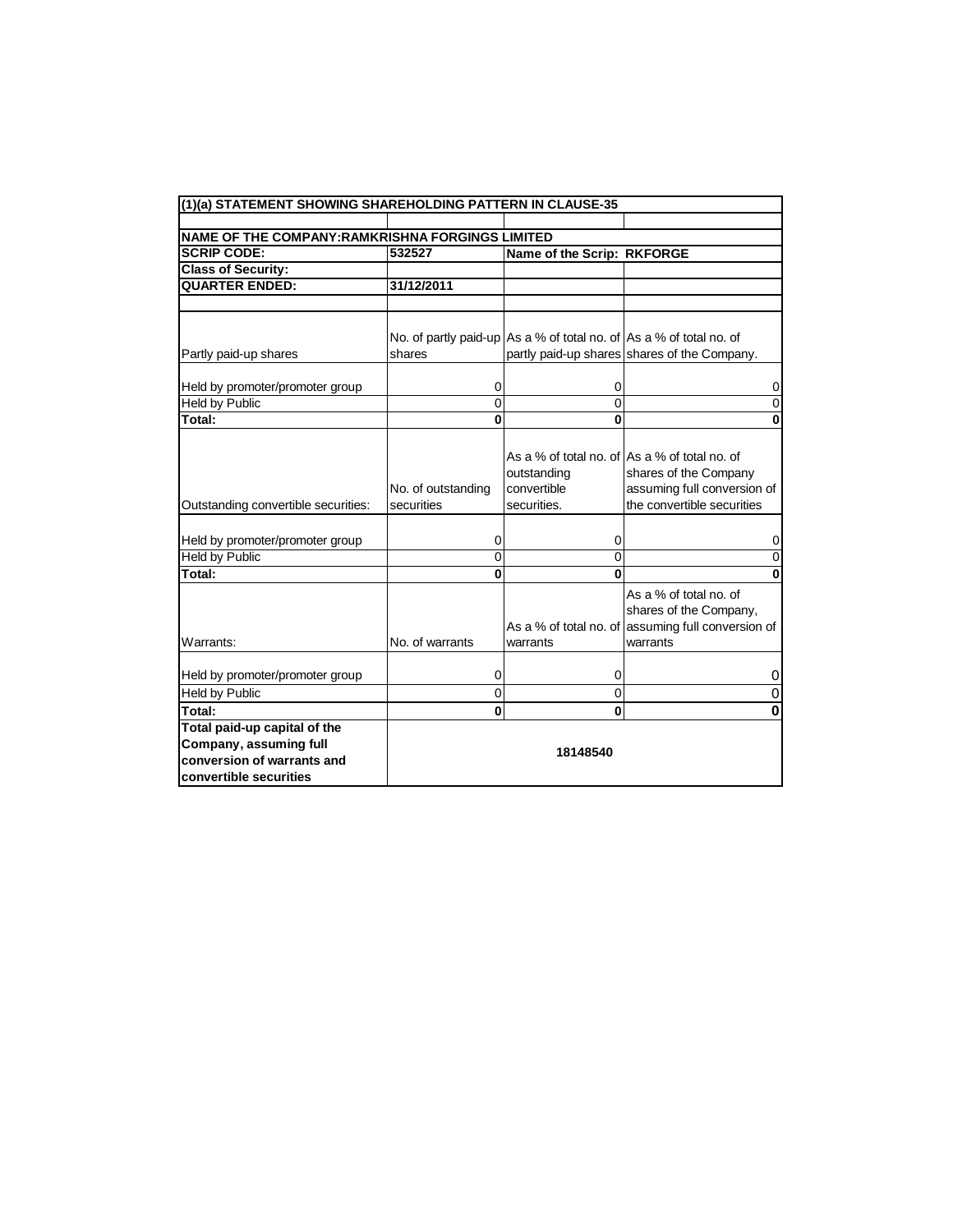| (1)(a) STATEMENT SHOWING SHAREHOLDING PATTERN IN CLAUSE-35 | | | |
|---|---|---|---|
| | | | |
| **NAME OF THE COMPANY:RAMKRISHNA FORGINGS LIMITED** | | | |
| **SCRIP CODE:** | **532527** | **Name of the Scrip: RKFORGE** | |
| **Class of Security:** | | | |
| **QUARTER ENDED:** | **31/12/2011** | | |
| | | | |
| Partly paid-up shares | No. of partly paid-up shares | As a % of total no. of partly paid-up shares | As a % of total no. of shares of the Company. |
| Held by promoter/promoter group | 0 | 0 | 0 |
| Held by Public | 0 | 0 | 0 |
| **Total:** | **0** | **0** | **0** |
| Outstanding convertible securities: | No. of outstanding securities | As a % of total no. of outstanding convertible securities. | As a % of total no. of shares of the Company assuming full conversion of the convertible securities |
| Held by promoter/promoter group | 0 | 0 | 0 |
| Held by Public | 0 | 0 | 0 |
| **Total:** | **0** | **0** | **0** |
| Warrants: | No. of warrants | As a % of total no. of warrants | As a % of total no. of shares of the Company, assuming full conversion of warrants |
| Held by promoter/promoter group | 0 | 0 | 0 |
| Held by Public | 0 | 0 | 0 |
| **Total:** | **0** | **0** | **0** |
| **Total paid-up capital of the Company, assuming full conversion of warrants and convertible securities** | **18148540** | | |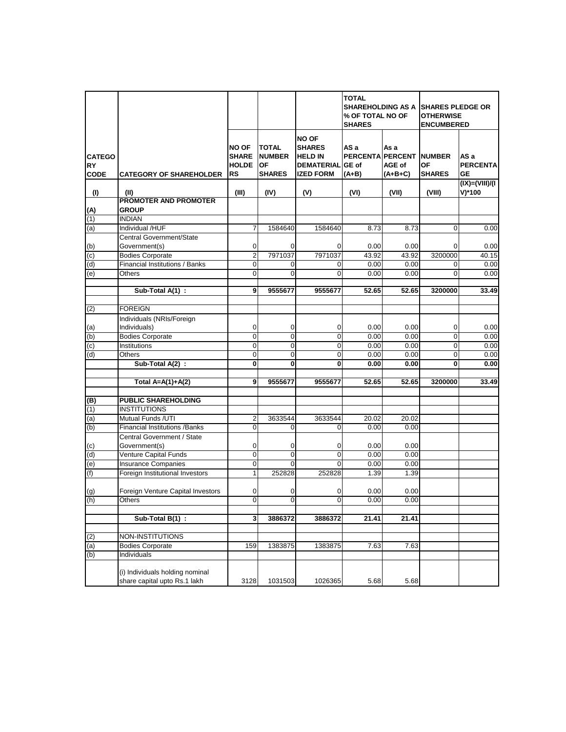| CATEGORY CODE | CATEGORY OF SHAREHOLDER | NO OF SHARE HOLDERS | TOTAL NUMBER OF SHARES | NO OF SHARES HELD IN DEMATERIALIZED FORM | TOTAL SHAREHOLDING AS A % OF TOTAL NO OF SHARES | | SHARES PLEDGE OR OTHERWISE ENCUMBERED | |
|---|---|---|---|---|---|---|---|---|
| | | | | | AS a PERCENTAGE of (A+B) | As a PERCENTAGE of (A+B+C) | NUMBER OF SHARES | AS a PERCENTAGE |
| (I) | (II) | (III) | (IV) | (V) | (VI) | (VII) | (VIII) | (IX)=(VIII)/(IV)*100 |
| (A) | **PROMOTER AND PROMOTER GROUP** | | | | | | | |
| (1) | INDIAN | | | | | | | |
| (a) | Individual /HUF | 7 | 1584640 | 1584640 | 8.73 | 8.73 | 0 | 0.00 |
| (b) | Central Government/State Government(s) | 0 | 0 | 0 | 0.00 | 0.00 | 0 | 0.00 |
| (c) | Bodies Corporate | 2 | 7971037 | 7971037 | 43.92 | 43.92 | 3200000 | 40.15 |
| (d) | Financial Institutions / Banks | 0 | 0 | 0 | 0.00 | 0.00 | 0 | 0.00 |
| (e) | Others | 0 | 0 | 0 | 0.00 | 0.00 | 0 | 0.00 |
| | **Sub-Total A(1) :** | **9** | **9555677** | **9555677** | **52.65** | **52.65** | **3200000** | **33.49** |
| (2) | FOREIGN | | | | | | | |
| (a) | Individuals (NRIs/Foreign Individuals) | 0 | 0 | 0 | 0.00 | 0.00 | 0 | 0.00 |
| (b) | Bodies Corporate | 0 | 0 | 0 | 0.00 | 0.00 | 0 | 0.00 |
| (c) | Institutions | 0 | 0 | 0 | 0.00 | 0.00 | 0 | 0.00 |
| (d) | Others | 0 | 0 | 0 | 0.00 | 0.00 | 0 | 0.00 |
| | **Sub-Total A(2) :** | **0** | **0** | **0** | **0.00** | **0.00** | **0** | **0.00** |
| | **Total A=A(1)+A(2)** | **9** | **9555677** | **9555677** | **52.65** | **52.65** | **3200000** | **33.49** |
| (B) | **PUBLIC SHAREHOLDING** | | | | | | | |
| (1) | INSTITUTIONS | | | | | | | |
| (a) | Mutual Funds /UTI | 2 | 3633544 | 3633544 | 20.02 | 20.02 | | |
| (b) | Financial Institutions /Banks | 0 | 0 | 0 | 0.00 | 0.00 | | |
| (c) | Central Government / State Government(s) | 0 | 0 | 0 | 0.00 | 0.00 | | |
| (d) | Venture Capital Funds | 0 | 0 | 0 | 0.00 | 0.00 | | |
| (e) | Insurance Companies | 0 | 0 | 0 | 0.00 | 0.00 | | |
| (f) | Foreign Institutional Investors | 1 | 252828 | 252828 | 1.39 | 1.39 | | |
| (g) | Foreign Venture Capital Investors | 0 | 0 | 0 | 0.00 | 0.00 | | |
| (h) | Others | 0 | 0 | 0 | 0.00 | 0.00 | | |
| | **Sub-Total B(1) :** | **3** | **3886372** | **3886372** | **21.41** | **21.41** | | |
| (2) | NON-INSTITUTIONS | | | | | | | |
| (a) | Bodies Corporate | 159 | 1383875 | 1383875 | 7.63 | 7.63 | | |
| (b) | Individuals | | | | | | | |
| | (i) Individuals holding nominal share capital upto Rs.1 lakh | 3128 | 1031503 | 1026365 | 5.68 | 5.68 | | |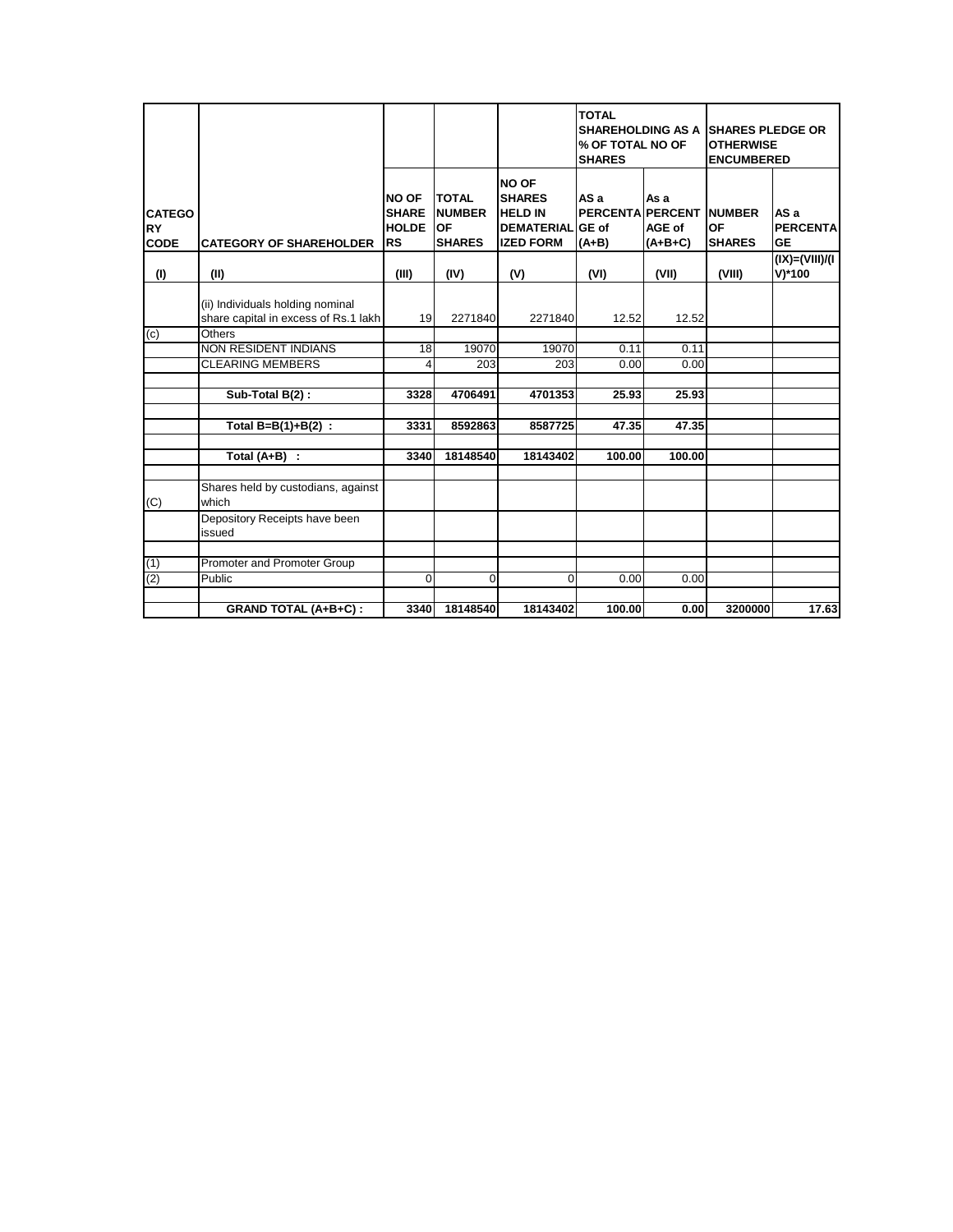| CATEGORY CODE | CATEGORY OF SHAREHOLDER | NO OF SHAREHOLDERS | TOTAL NUMBER OF SHARES | NO OF SHARES HELD IN DEMATERIALIZED FORM | TOTAL SHAREHOLDING AS A % OF TOTAL NO OF SHARES | | SHARES PLEDGE OR OTHERWISE ENCUMBERED | |
|---|---|---|---|---|---|---|---|---|
| | | | | | AS a PERCENTAGE of (A+B) | As a PERCENTAGE of (A+B+C) | NUMBER OF SHARES | AS a PERCENTAGE |
| (I) | (II) | (III) | (IV) | (V) | (VI) | (VII) | (VIII) | (IX)=(VIII)/(IV)*100 |
| | (ii) Individuals holding nominal share capital in excess of Rs.1 lakh | 19 | 2271840 | 2271840 | 12.52 | 12.52 | | |
| (c) | Others | | | | | | | |
| | NON RESIDENT INDIANS | 18 | 19070 | 19070 | 0.11 | 0.11 | | |
| | CLEARING MEMBERS | 4 | 203 | 203 | 0.00 | 0.00 | | |
| | | | | | | | | |
| | **Sub-Total B(2) :** | **3328** | **4706491** | **4701353** | **25.93** | **25.93** | | |
| | | | | | | | | |
| | **Total B=B(1)+B(2) :** | **3331** | **8592863** | **8587725** | **47.35** | **47.35** | | |
| | | | | | | | | |
| | **Total (A+B) :** | **3340** | **18148540** | **18143402** | **100.00** | **100.00** | | |
| | | | | | | | | |
| (C) | Shares held by custodians, against which | | | | | | | |
| | Depository Receipts have been issued | | | | | | | |
| | | | | | | | | |
| (1) | Promoter and Promoter Group | | | | | | | |
| (2) | Public | 0 | 0 | 0 | 0.00 | 0.00 | | |
| | | | | | | | | |
| | **GRAND TOTAL (A+B+C) :** | **3340** | **18148540** | **18143402** | **100.00** | **0.00** | **3200000** | **17.63** |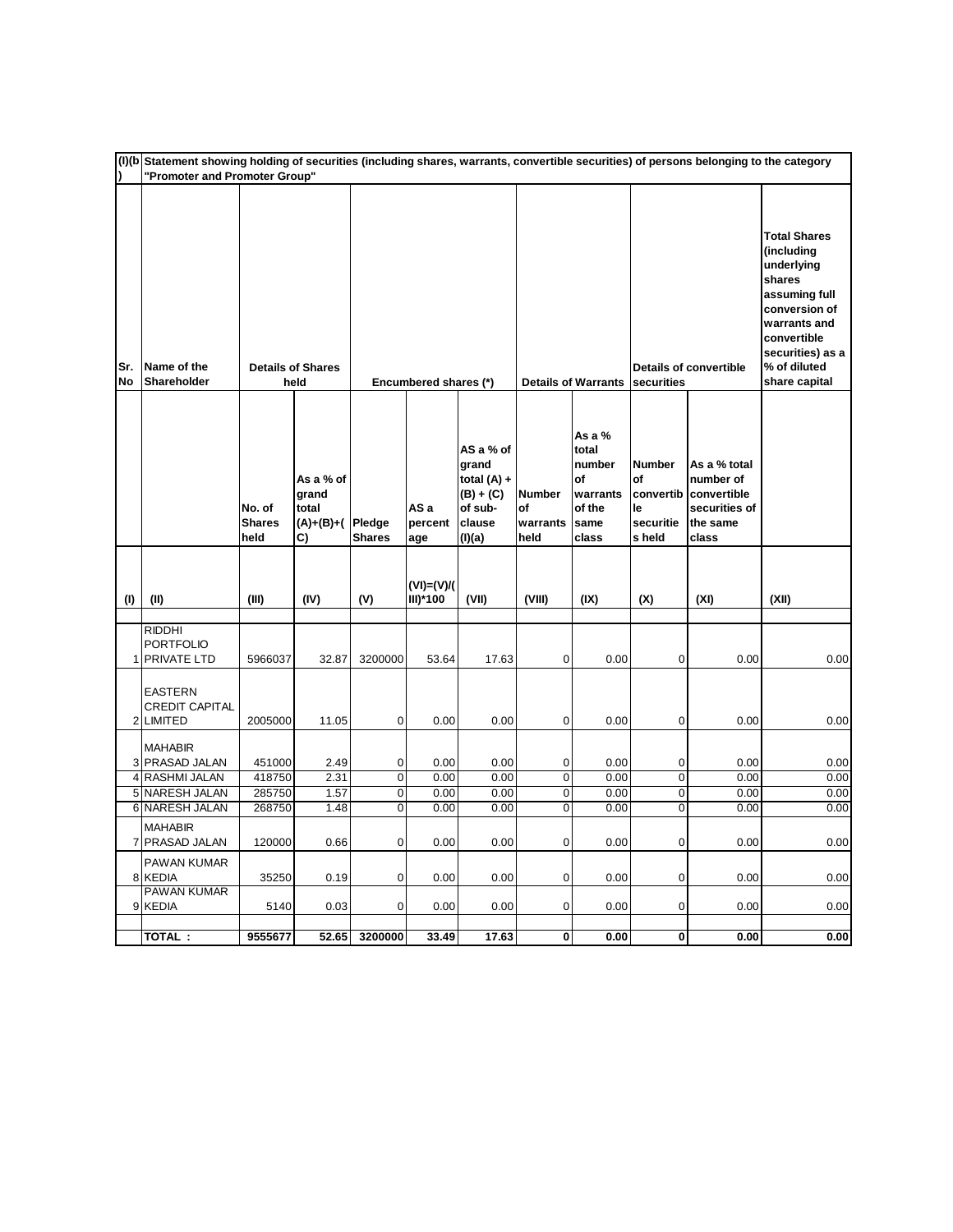(I)(b) Statement showing holding of securities (including shares, warrants, convertible securities) of persons belonging to the category "Promoter and Promoter Group"

| Sr. No | Name of the Shareholder | Details of Shares held | | Encumbered shares (*) | | | Details of Warrants | | Details of convertible securities | | Total Shares (including underlying shares assuming full conversion of warrants and convertible securities) as a % of diluted share capital |
|---|---|---|---|---|---|---|---|---|---|---|---|
| | | No. of Shares held | As a % of grand total (A)+(B)+(C) | Pledge Shares | AS a percentage | AS a % of grand total (A) + (B) + (C) of sub-clause (I)(a) | Number of warrants held | As a % total number of warrants of the same class | Number of convertible securities held | As a % total number of convertible securities of the same class | |
| (I) | (II) | (III) | (IV) | (V) | (VI)=(V)/(III)*100 | (VII) | (VIII) | (IX) | (X) | (XI) | (XII) |
| 1 | RIDDHI PORTFOLIO PRIVATE LTD | 5966037 | 32.87 | 3200000 | 53.64 | 17.63 | 0 | 0.00 | 0 | 0.00 | 0.00 |
| 2 | EASTERN CREDIT CAPITAL LIMITED | 2005000 | 11.05 | 0 | 0.00 | 0.00 | 0 | 0.00 | 0 | 0.00 | 0.00 |
| 3 | MAHABIR PRASAD JALAN | 451000 | 2.49 | 0 | 0.00 | 0.00 | 0 | 0.00 | 0 | 0.00 | 0.00 |
| 4 | RASHMI JALAN | 418750 | 2.31 | 0 | 0.00 | 0.00 | 0 | 0.00 | 0 | 0.00 | 0.00 |
| 5 | NARESH JALAN | 285750 | 1.57 | 0 | 0.00 | 0.00 | 0 | 0.00 | 0 | 0.00 | 0.00 |
| 6 | NARESH JALAN | 268750 | 1.48 | 0 | 0.00 | 0.00 | 0 | 0.00 | 0 | 0.00 | 0.00 |
| 7 | MAHABIR PRASAD JALAN | 120000 | 0.66 | 0 | 0.00 | 0.00 | 0 | 0.00 | 0 | 0.00 | 0.00 |
| 8 | PAWAN KUMAR KEDIA | 35250 | 0.19 | 0 | 0.00 | 0.00 | 0 | 0.00 | 0 | 0.00 | 0.00 |
| 9 | PAWAN KUMAR KEDIA | 5140 | 0.03 | 0 | 0.00 | 0.00 | 0 | 0.00 | 0 | 0.00 | 0.00 |
| | **TOTAL :** | **9555677** | **52.65** | **3200000** | **33.49** | **17.63** | **0** | **0.00** | **0** | **0.00** | **0.00** |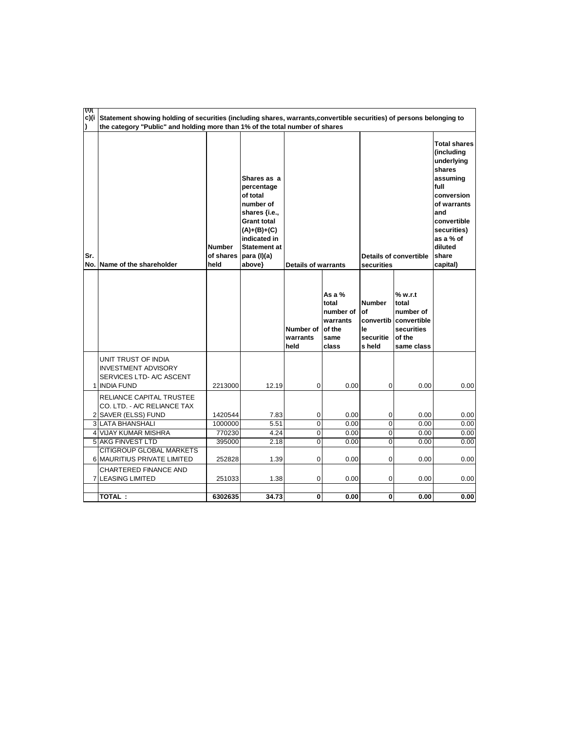| (I)(c)(i) | Statement showing holding of securities (including shares, warrants,convertible securities) of persons belonging to the category "Public" and holding more than 1% of the total number of shares | | | | | | | |
|---|---|---|---|---|---|---|---|---|
| Sr. No. | Name of the shareholder | Number of shares held | Shares as a percentage of total number of shares {i.e., Grant total (A)+(B)+(C) indicated in Statement at para (I)(a) above} | Details of warrants | | Details of convertible securities | | Total shares (including underlying shares assuming full conversion of warrants and convertible securities) as a % of diluted share capital) |
| | | | | Number of warrants held | As a % total number of warrants of the same class | Number of convertible securities held | % w.r.t total number of convertible securities of the same class | |
| 1 | UNIT TRUST OF INDIA INVESTMENT ADVISORY SERVICES LTD- A/C ASCENT INDIA FUND | 2213000 | 12.19 | 0 | 0.00 | 0 | 0.00 | 0.00 |
| 2 | RELIANCE CAPITAL TRUSTEE CO. LTD. - A/C RELIANCE TAX SAVER (ELSS) FUND | 1420544 | 7.83 | 0 | 0.00 | 0 | 0.00 | 0.00 |
| 3 | LATA BHANSHALI | 1000000 | 5.51 | 0 | 0.00 | 0 | 0.00 | 0.00 |
| 4 | VIJAY KUMAR MISHRA | 770230 | 4.24 | 0 | 0.00 | 0 | 0.00 | 0.00 |
| 5 | AKG FINVEST LTD | 395000 | 2.18 | 0 | 0.00 | 0 | 0.00 | 0.00 |
| 6 | CITIGROUP GLOBAL MARKETS MAURITIUS PRIVATE LIMITED | 252828 | 1.39 | 0 | 0.00 | 0 | 0.00 | 0.00 |
| 7 | CHARTERED FINANCE AND LEASING LIMITED | 251033 | 1.38 | 0 | 0.00 | 0 | 0.00 | 0.00 |
| | | | | | | | | |
| | **TOTAL :** | **6302635** | **34.73** | **0** | **0.00** | **0** | **0.00** | **0.00** |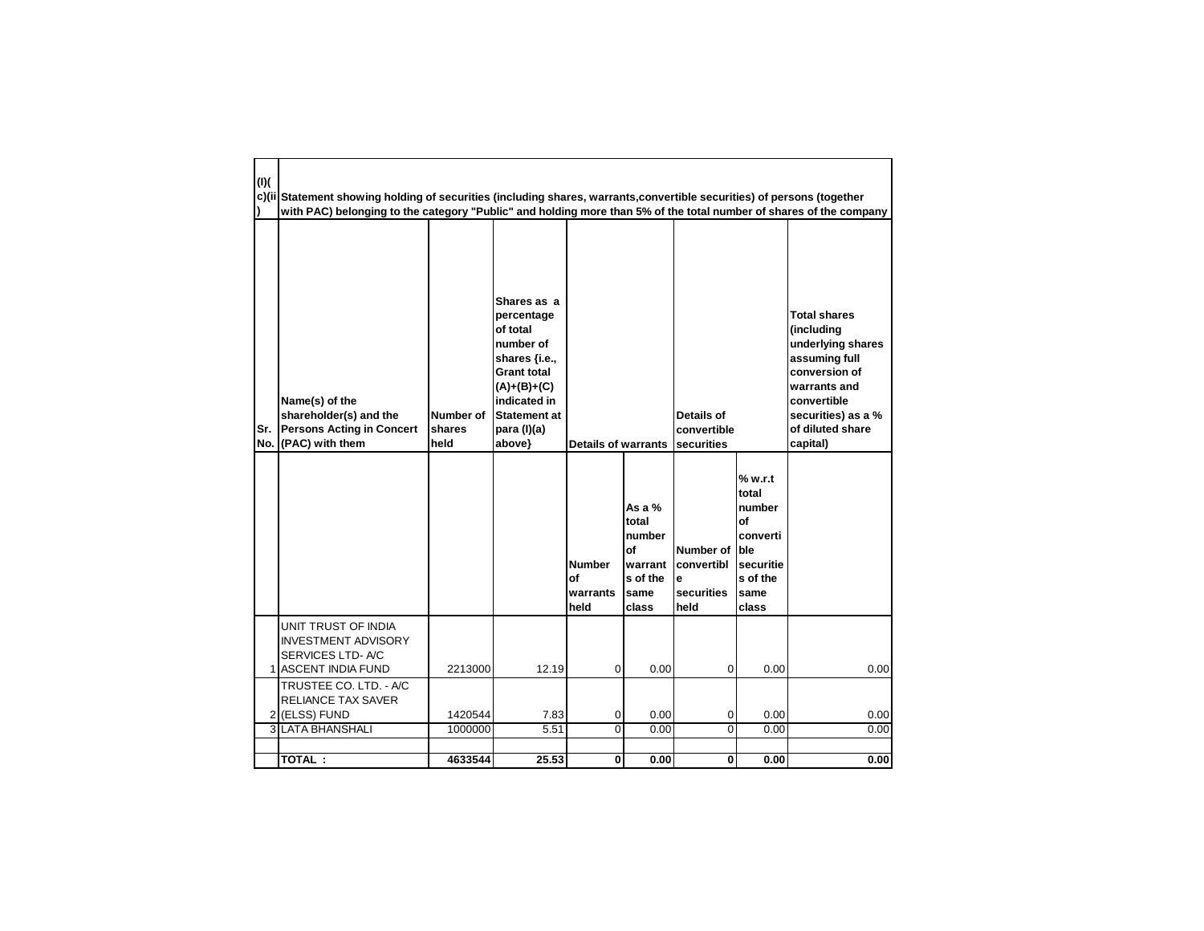| (I)(c)(ii) | Statement showing holding of securities (including shares, warrants,convertible securities) of persons (together with PAC) belonging to the category "Public" and holding more than 5% of the total number of shares of the company | | | | | | | |
|---|---|---|---|---|---|---|---|---|
| Sr. No. | Name(s) of the shareholder(s) and the Persons Acting in Concert (PAC) with them | Number of shares held | Shares as a percentage of total number of shares {i.e., Grant total (A)+(B)+(C) indicated in Statement at para (I)(a) above} | Details of warrants | | Details of convertible securities | | Total shares (including underlying shares assuming full conversion of warrants and convertible securities) as a % of diluted share capital) |
| | | | | Number of warrants held | As a % total number of warrants of the same class | Number of convertible securities held | % w.r.t total number of convertible securities of the same class | |
| 1 | UNIT TRUST OF INDIA INVESTMENT ADVISORY SERVICES LTD- A/C ASCENT INDIA FUND | 2213000 | 12.19 | 0 | 0.00 | 0 | 0.00 | 0.00 |
| 2 | TRUSTEE CO. LTD. - A/C RELIANCE TAX SAVER (ELSS) FUND | 1420544 | 7.83 | 0 | 0.00 | 0 | 0.00 | 0.00 |
| 3 | LATA BHANSHALI | 1000000 | 5.51 | 0 | 0.00 | 0 | 0.00 | 0.00 |
| | | | | | | | | |
| | **TOTAL :** | **4633544** | **25.53** | **0** | **0.00** | **0** | **0.00** | **0.00** |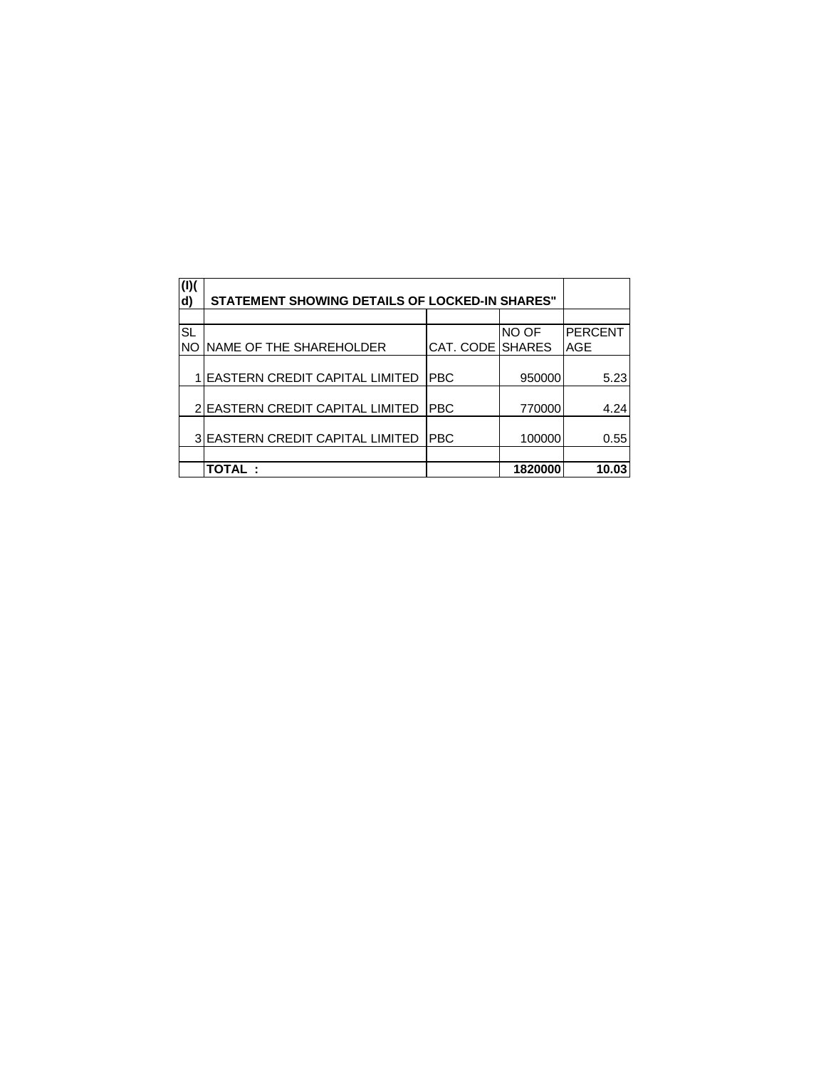| (I)(d) | STATEMENT SHOWING DETAILS OF LOCKED-IN SHARES" | | | |
|---|---|---|---|---|
| | | | | |
| SL NO | NAME OF THE SHAREHOLDER | CAT. CODE | NO OF SHARES | PERCENTAGE |
| 1 | EASTERN CREDIT CAPITAL LIMITED | PBC | 950000 | 5.23 |
| 2 | EASTERN CREDIT CAPITAL LIMITED | PBC | 770000 | 4.24 |
| 3 | EASTERN CREDIT CAPITAL LIMITED | PBC | 100000 | 0.55 |
| | | | | |
| | **TOTAL :** | | **1820000** | **10.03** |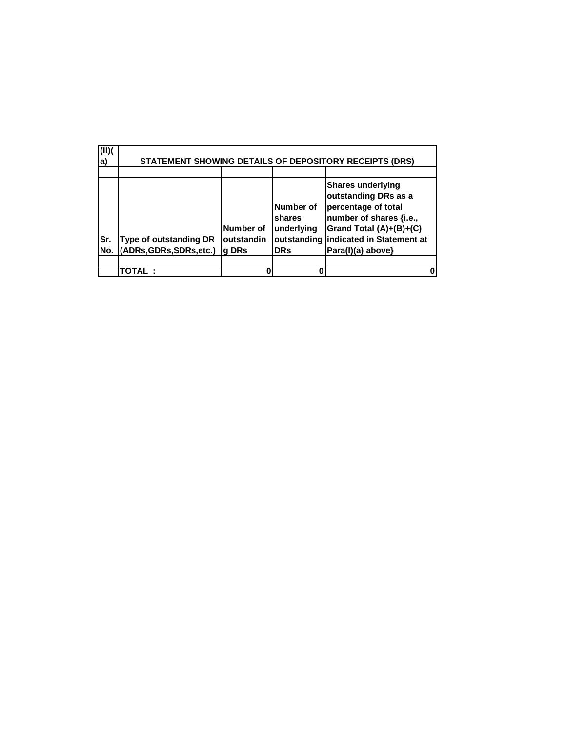| (II)(a) | STATEMENT SHOWING DETAILS OF DEPOSITORY RECEIPTS (DRS) | | | |
|---|---|---|---|---|
| | | | | |
| Sr. No. | Type of outstanding DR (ADRs,GDRs,SDRs,etc.) | Number of outstanding DRs | Number of shares underlying outstanding DRs | Shares underlying outstanding DRs as a percentage of total number of shares {i.e., Grand Total (A)+(B)+(C) indicated in Statement at Para(I)(a) above} |
| | | | | |
| | TOTAL : | 0 | 0 | 0 |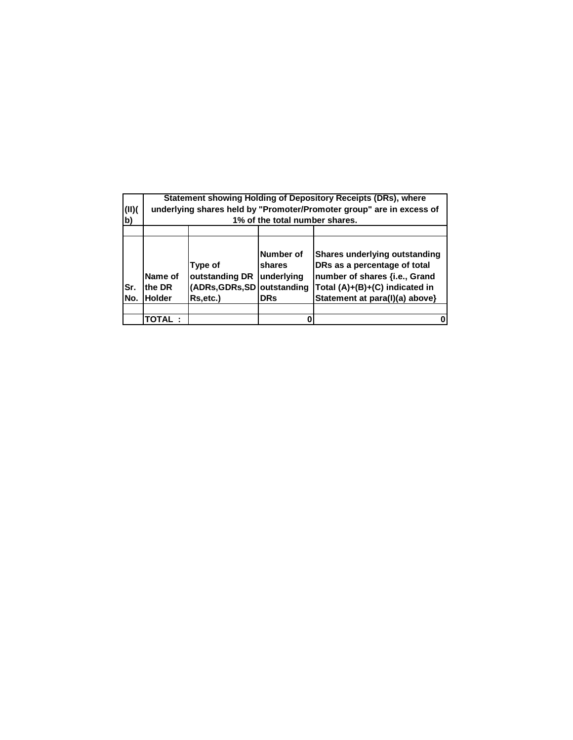| (II)(b) | Statement showing Holding of Depository Receipts (DRs), where underlying shares held by "Promoter/Promoter group" are in excess of 1% of the total number shares. | | | |
|---|---|---|---|---|
| | | | | |
| Sr. No. | Name of the DR Holder | Type of outstanding DR (ADRs,GDRs,SDRs,etc.) | Number of shares underlying outstanding DRs | Shares underlying outstanding DRs as a percentage of total number of shares {i.e., Grand Total (A)+(B)+(C) indicated in Statement at para(I)(a) above} |
| | | | | |
| | TOTAL : | | 0 | 0 |